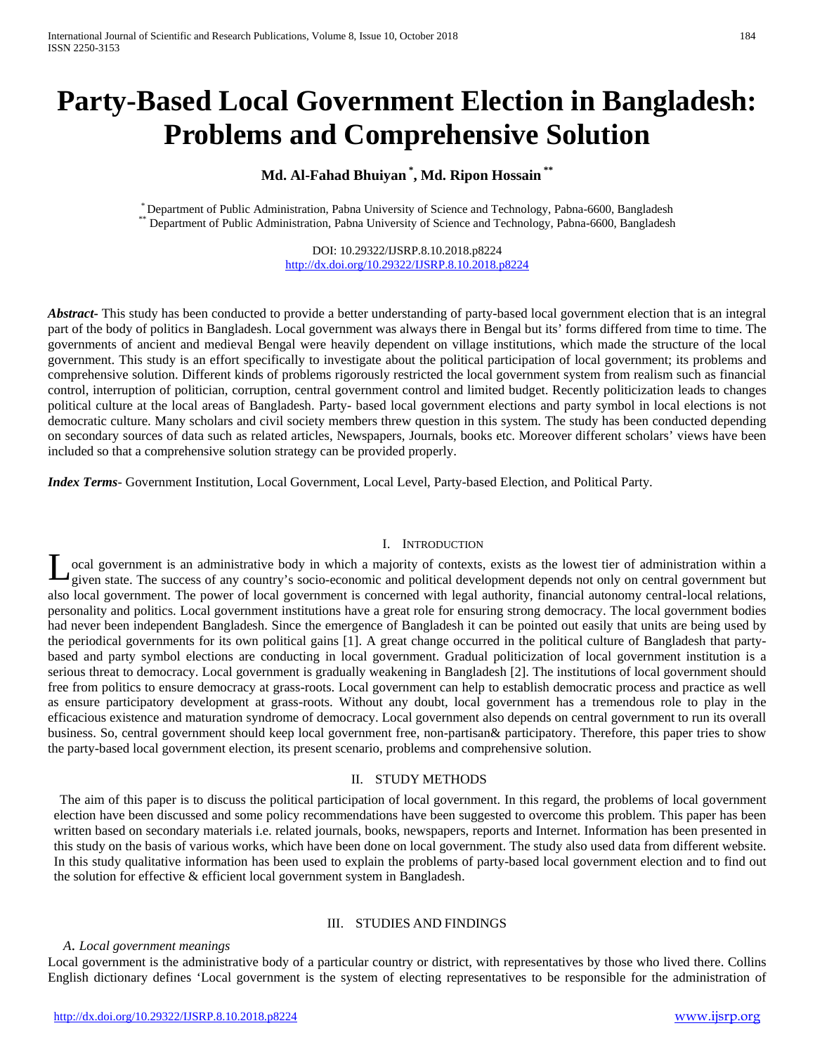# Party-Based Local Government Election in Bangladesh: Problems and Comprehensive Solution

**Md. Al-Fahad Bhuiyan [*], Md. Ripon Hossain [**]**

[*] Department of Public Administration, Pabna University of Science and Technology, Pabna-6600, Bangladesh
[**] Department of Public Administration, Pabna University of Science and Technology, Pabna-6600, Bangladesh

DOI: 10.29322/IJSRP.8.10.2018.p8224
http://dx.doi.org/10.29322/IJSRP.8.10.2018.p8224

***Abstract***- This study has been conducted to provide a better understanding of party-based local government election that is an integral part of the body of politics in Bangladesh. Local government was always there in Bengal but its' forms differed from time to time. The governments of ancient and medieval Bengal were heavily dependent on village institutions, which made the structure of the local government. This study is an effort specifically to investigate about the political participation of local government; its problems and comprehensive solution. Different kinds of problems rigorously restricted the local government system from realism such as financial control, interruption of politician, corruption, central government control and limited budget. Recently politicization leads to changes political culture at the local areas of Bangladesh. Party- based local government elections and party symbol in local elections is not democratic culture. Many scholars and civil society members threw question in this system. The study has been conducted depending on secondary sources of data such as related articles, Newspapers, Journals, books etc. Moreover different scholars' views have been included so that a comprehensive solution strategy can be provided properly.

***Index Terms***- Government Institution, Local Government, Local Level, Party-based Election, and Political Party.

## I. Introduction

Local government is an administrative body in which a majority of contexts, exists as the lowest tier of administration within a given state. The success of any country's socio-economic and political development depends not only on central government but also local government. The power of local government is concerned with legal authority, financial autonomy central-local relations, personality and politics. Local government institutions have a great role for ensuring strong democracy. The local government bodies had never been independent Bangladesh. Since the emergence of Bangladesh it can be pointed out easily that units are being used by the periodical governments for its own political gains [1]. A great change occurred in the political culture of Bangladesh that party-based and party symbol elections are conducting in local government. Gradual politicization of local government institution is a serious threat to democracy. Local government is gradually weakening in Bangladesh [2]. The institutions of local government should free from politics to ensure democracy at grass-roots. Local government can help to establish democratic process and practice as well as ensure participatory development at grass-roots. Without any doubt, local government has a tremendous role to play in the efficacious existence and maturation syndrome of democracy. Local government also depends on central government to run its overall business. So, central government should keep local government free, non-partisan& participatory. Therefore, this paper tries to show the party-based local government election, its present scenario, problems and comprehensive solution.

## II. Study Methods

The aim of this paper is to discuss the political participation of local government. In this regard, the problems of local government election have been discussed and some policy recommendations have been suggested to overcome this problem. This paper has been written based on secondary materials i.e. related journals, books, newspapers, reports and Internet. Information has been presented in this study on the basis of various works, which have been done on local government. The study also used data from different website. In this study qualitative information has been used to explain the problems of party-based local government election and to find out the solution for effective & efficient local government system in Bangladesh.

## III. Studies and Findings

### *A. Local government meanings*

Local government is the administrative body of a particular country or district, with representatives by those who lived there. Collins English dictionary defines 'Local government is the system of electing representatives to be responsible for the administration of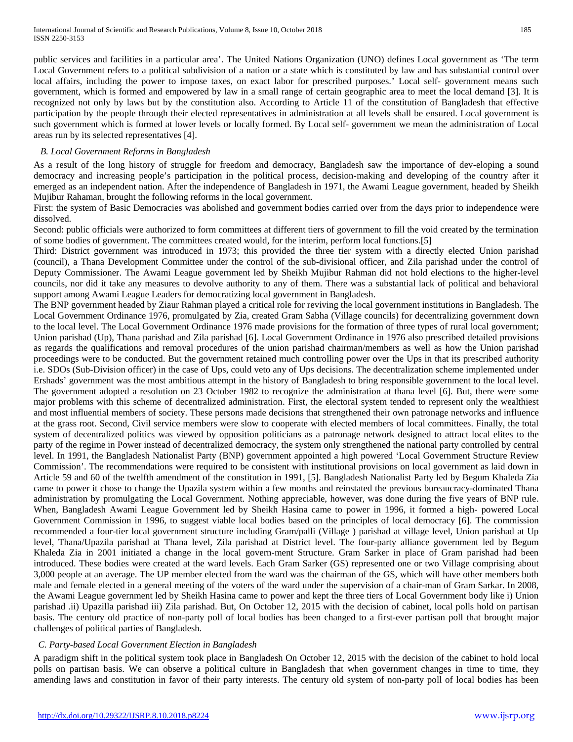public services and facilities in a particular area'. The United Nations Organization (UNO) defines Local government as 'The term Local Government refers to a political subdivision of a nation or a state which is constituted by law and has substantial control over local affairs, including the power to impose taxes, on exact labor for prescribed purposes.' Local self- government means such government, which is formed and empowered by law in a small range of certain geographic area to meet the local demand [3]. It is recognized not only by laws but by the constitution also. According to Article 11 of the constitution of Bangladesh that effective participation by the people through their elected representatives in administration at all levels shall be ensured. Local government is such government which is formed at lower levels or locally formed. By Local self- government we mean the administration of Local areas run by its selected representatives [4].

### *B. Local Government Reforms in Bangladesh*

As a result of the long history of struggle for freedom and democracy, Bangladesh saw the importance of dev-eloping a sound democracy and increasing people's participation in the political process, decision-making and developing of the country after it emerged as an independent nation. After the independence of Bangladesh in 1971, the Awami League government, headed by Sheikh Mujibur Rahaman, brought the following reforms in the local government.

First: the system of Basic Democracies was abolished and government bodies carried over from the days prior to independence were dissolved.

Second: public officials were authorized to form committees at different tiers of government to fill the void created by the termination of some bodies of government. The committees created would, for the interim, perform local functions.[5]

Third: District government was introduced in 1973; this provided the three tier system with a directly elected Union parishad (council), a Thana Development Committee under the control of the sub-divisional officer, and Zila parishad under the control of Deputy Commissioner. The Awami League government led by Sheikh Mujibur Rahman did not hold elections to the higher-level councils, nor did it take any measures to devolve authority to any of them. There was a substantial lack of political and behavioral support among Awami League Leaders for democratizing local government in Bangladesh.

The BNP government headed by Ziaur Rahman played a critical role for reviving the local government institutions in Bangladesh. The Local Government Ordinance 1976, promulgated by Zia, created Gram Sabha (Village councils) for decentralizing government down to the local level. The Local Government Ordinance 1976 made provisions for the formation of three types of rural local government; Union parishad (Up), Thana parishad and Zila parishad [6]. Local Government Ordinance in 1976 also prescribed detailed provisions as regards the qualifications and removal procedures of the union parishad chairman/members as well as how the Union parishad proceedings were to be conducted. But the government retained much controlling power over the Ups in that its prescribed authority i.e. SDOs (Sub-Division officer) in the case of Ups, could veto any of Ups decisions. The decentralization scheme implemented under Ershads' government was the most ambitious attempt in the history of Bangladesh to bring responsible government to the local level. The government adopted a resolution on 23 October 1982 to recognize the administration at thana level [6]. But, there were some major problems with this scheme of decentralized administration. First, the electoral system tended to represent only the wealthiest and most influential members of society. These persons made decisions that strengthened their own patronage networks and influence at the grass root. Second, Civil service members were slow to cooperate with elected members of local committees. Finally, the total system of decentralized politics was viewed by opposition politicians as a patronage network designed to attract local elites to the party of the regime in Power instead of decentralized democracy, the system only strengthened the national party controlled by central level. In 1991, the Bangladesh Nationalist Party (BNP) government appointed a high powered 'Local Government Structure Review Commission'. The recommendations were required to be consistent with institutional provisions on local government as laid down in Article 59 and 60 of the twelfth amendment of the constitution in 1991, [5]. Bangladesh Nationalist Party led by Begum Khaleda Zia came to power it chose to change the Upazila system within a few months and reinstated the previous bureaucracy-dominated Thana administration by promulgating the Local Government. Nothing appreciable, however, was done during the five years of BNP rule. When, Bangladesh Awami League Government led by Sheikh Hasina came to power in 1996, it formed a high- powered Local Government Commission in 1996, to suggest viable local bodies based on the principles of local democracy [6]. The commission recommended a four-tier local government structure including Gram/palli (Village ) parishad at village level, Union parishad at Up level, Thana/Upazila parishad at Thana level, Zila parishad at District level. The four-party alliance government led by Begum Khaleda Zia in 2001 initiated a change in the local govern-ment Structure. Gram Sarker in place of Gram parishad had been introduced. These bodies were created at the ward levels. Each Gram Sarker (GS) represented one or two Village comprising about 3,000 people at an average. The UP member elected from the ward was the chairman of the GS, which will have other members both male and female elected in a general meeting of the voters of the ward under the supervision of a chair-man of Gram Sarkar. In 2008, the Awami League government led by Sheikh Hasina came to power and kept the three tiers of Local Government body like i) Union parishad .ii) Upazilla parishad iii) Zila parishad. But, On October 12, 2015 with the decision of cabinet, local polls hold on partisan basis. The century old practice of non-party poll of local bodies has been changed to a first-ever partisan poll that brought major challenges of political parties of Bangladesh.

### *C. Party-based Local Government Election in Bangladesh*

A paradigm shift in the political system took place in Bangladesh On October 12, 2015 with the decision of the cabinet to hold local polls on partisan basis. We can observe a political culture in Bangladesh that when government changes in time to time, they amending laws and constitution in favor of their party interests. The century old system of non-party poll of local bodies has been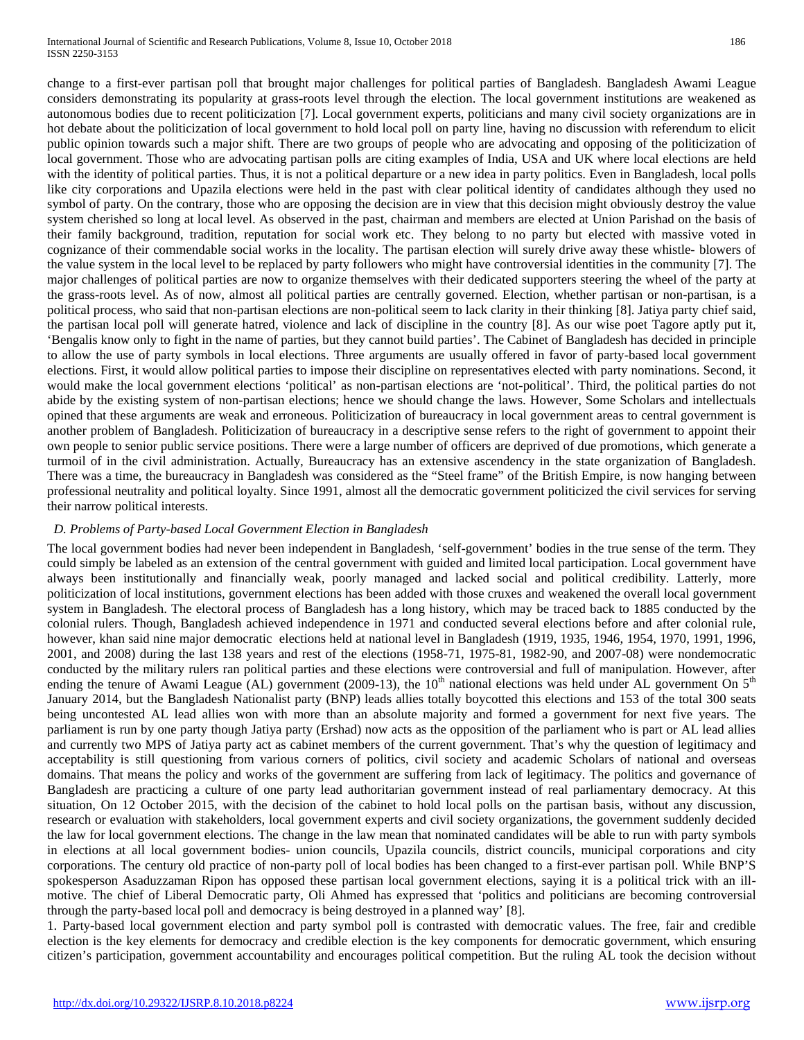change to a first-ever partisan poll that brought major challenges for political parties of Bangladesh. Bangladesh Awami League considers demonstrating its popularity at grass-roots level through the election. The local government institutions are weakened as autonomous bodies due to recent politicization [7]. Local government experts, politicians and many civil society organizations are in hot debate about the politicization of local government to hold local poll on party line, having no discussion with referendum to elicit public opinion towards such a major shift. There are two groups of people who are advocating and opposing of the politicization of local government. Those who are advocating partisan polls are citing examples of India, USA and UK where local elections are held with the identity of political parties. Thus, it is not a political departure or a new idea in party politics. Even in Bangladesh, local polls like city corporations and Upazila elections were held in the past with clear political identity of candidates although they used no symbol of party. On the contrary, those who are opposing the decision are in view that this decision might obviously destroy the value system cherished so long at local level. As observed in the past, chairman and members are elected at Union Parishad on the basis of their family background, tradition, reputation for social work etc. They belong to no party but elected with massive voted in cognizance of their commendable social works in the locality. The partisan election will surely drive away these whistle- blowers of the value system in the local level to be replaced by party followers who might have controversial identities in the community [7]. The major challenges of political parties are now to organize themselves with their dedicated supporters steering the wheel of the party at the grass-roots level. As of now, almost all political parties are centrally governed. Election, whether partisan or non-partisan, is a political process, who said that non-partisan elections are non-political seem to lack clarity in their thinking [8]. Jatiya party chief said, the partisan local poll will generate hatred, violence and lack of discipline in the country [8]. As our wise poet Tagore aptly put it, 'Bengalis know only to fight in the name of parties, but they cannot build parties'. The Cabinet of Bangladesh has decided in principle to allow the use of party symbols in local elections. Three arguments are usually offered in favor of party-based local government elections. First, it would allow political parties to impose their discipline on representatives elected with party nominations. Second, it would make the local government elections 'political' as non-partisan elections are 'not-political'. Third, the political parties do not abide by the existing system of non-partisan elections; hence we should change the laws. However, Some Scholars and intellectuals opined that these arguments are weak and erroneous. Politicization of bureaucracy in local government areas to central government is another problem of Bangladesh. Politicization of bureaucracy in a descriptive sense refers to the right of government to appoint their own people to senior public service positions. There were a large number of officers are deprived of due promotions, which generate a turmoil of in the civil administration. Actually, Bureaucracy has an extensive ascendency in the state organization of Bangladesh. There was a time, the bureaucracy in Bangladesh was considered as the "Steel frame" of the British Empire, is now hanging between professional neutrality and political loyalty. Since 1991, almost all the democratic government politicized the civil services for serving their narrow political interests.

### *D. Problems of Party-based Local Government Election in Bangladesh*

The local government bodies had never been independent in Bangladesh, 'self-government' bodies in the true sense of the term. They could simply be labeled as an extension of the central government with guided and limited local participation. Local government have always been institutionally and financially weak, poorly managed and lacked social and political credibility. Latterly, more politicization of local institutions, government elections has been added with those cruxes and weakened the overall local government system in Bangladesh. The electoral process of Bangladesh has a long history, which may be traced back to 1885 conducted by the colonial rulers. Though, Bangladesh achieved independence in 1971 and conducted several elections before and after colonial rule, however, khan said nine major democratic elections held at national level in Bangladesh (1919, 1935, 1946, 1954, 1970, 1991, 1996, 2001, and 2008) during the last 138 years and rest of the elections (1958-71, 1975-81, 1982-90, and 2007-08) were nondemocratic conducted by the military rulers ran political parties and these elections were controversial and full of manipulation. However, after ending the tenure of Awami League (AL) government (2009-13), the 10th national elections was held under AL government On 5th January 2014, but the Bangladesh Nationalist party (BNP) leads allies totally boycotted this elections and 153 of the total 300 seats being uncontested AL lead allies won with more than an absolute majority and formed a government for next five years. The parliament is run by one party though Jatiya party (Ershad) now acts as the opposition of the parliament who is part or AL lead allies and currently two MPS of Jatiya party act as cabinet members of the current government. That's why the question of legitimacy and acceptability is still questioning from various corners of politics, civil society and academic Scholars of national and overseas domains. That means the policy and works of the government are suffering from lack of legitimacy. The politics and governance of Bangladesh are practicing a culture of one party lead authoritarian government instead of real parliamentary democracy. At this situation, On 12 October 2015, with the decision of the cabinet to hold local polls on the partisan basis, without any discussion, research or evaluation with stakeholders, local government experts and civil society organizations, the government suddenly decided the law for local government elections. The change in the law mean that nominated candidates will be able to run with party symbols in elections at all local government bodies- union councils, Upazila councils, district councils, municipal corporations and city corporations. The century old practice of non-party poll of local bodies has been changed to a first-ever partisan poll. While BNP'S spokesperson Asaduzzaman Ripon has opposed these partisan local government elections, saying it is a political trick with an ill-motive. The chief of Liberal Democratic party, Oli Ahmed has expressed that 'politics and politicians are becoming controversial through the party-based local poll and democracy is being destroyed in a planned way' [8].

1. Party-based local government election and party symbol poll is contrasted with democratic values. The free, fair and credible election is the key elements for democracy and credible election is the key components for democratic government, which ensuring citizen's participation, government accountability and encourages political competition. But the ruling AL took the decision without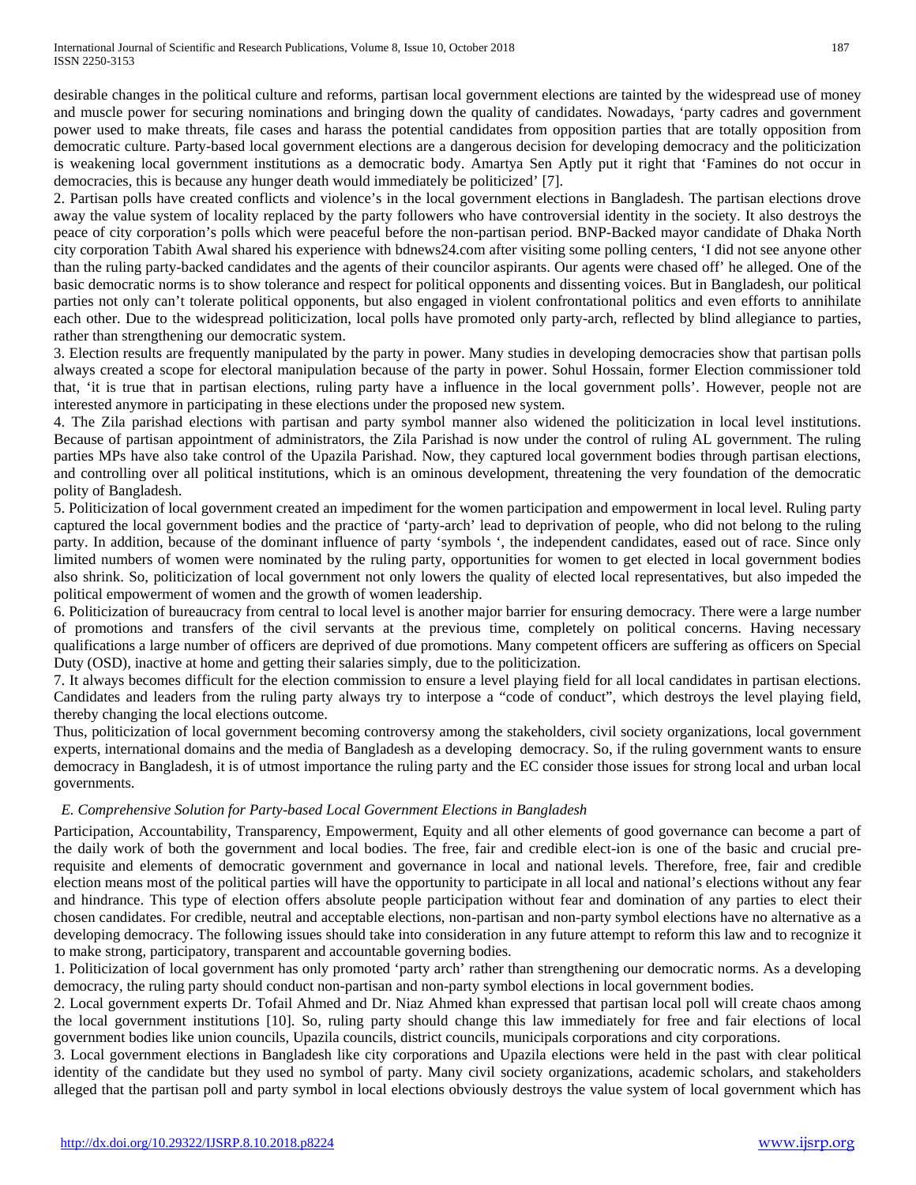desirable changes in the political culture and reforms, partisan local government elections are tainted by the widespread use of money and muscle power for securing nominations and bringing down the quality of candidates. Nowadays, 'party cadres and government power used to make threats, file cases and harass the potential candidates from opposition parties that are totally opposition from democratic culture. Party-based local government elections are a dangerous decision for developing democracy and the politicization is weakening local government institutions as a democratic body. Amartya Sen Aptly put it right that 'Famines do not occur in democracies, this is because any hunger death would immediately be politicized' [7].

2. Partisan polls have created conflicts and violence's in the local government elections in Bangladesh. The partisan elections drove away the value system of locality replaced by the party followers who have controversial identity in the society. It also destroys the peace of city corporation's polls which were peaceful before the non-partisan period. BNP-Backed mayor candidate of Dhaka North city corporation Tabith Awal shared his experience with bdnews24.com after visiting some polling centers, 'I did not see anyone other than the ruling party-backed candidates and the agents of their councilor aspirants. Our agents were chased off' he alleged. One of the basic democratic norms is to show tolerance and respect for political opponents and dissenting voices. But in Bangladesh, our political parties not only can't tolerate political opponents, but also engaged in violent confrontational politics and even efforts to annihilate each other. Due to the widespread politicization, local polls have promoted only party-arch, reflected by blind allegiance to parties, rather than strengthening our democratic system.

3. Election results are frequently manipulated by the party in power. Many studies in developing democracies show that partisan polls always created a scope for electoral manipulation because of the party in power. Sohul Hossain, former Election commissioner told that, 'it is true that in partisan elections, ruling party have a influence in the local government polls'. However, people not are interested anymore in participating in these elections under the proposed new system.

4. The Zila parishad elections with partisan and party symbol manner also widened the politicization in local level institutions. Because of partisan appointment of administrators, the Zila Parishad is now under the control of ruling AL government. The ruling parties MPs have also take control of the Upazila Parishad. Now, they captured local government bodies through partisan elections, and controlling over all political institutions, which is an ominous development, threatening the very foundation of the democratic polity of Bangladesh.

5. Politicization of local government created an impediment for the women participation and empowerment in local level. Ruling party captured the local government bodies and the practice of 'party-arch' lead to deprivation of people, who did not belong to the ruling party. In addition, because of the dominant influence of party 'symbols ', the independent candidates, eased out of race. Since only limited numbers of women were nominated by the ruling party, opportunities for women to get elected in local government bodies also shrink. So, politicization of local government not only lowers the quality of elected local representatives, but also impeded the political empowerment of women and the growth of women leadership.

6. Politicization of bureaucracy from central to local level is another major barrier for ensuring democracy. There were a large number of promotions and transfers of the civil servants at the previous time, completely on political concerns. Having necessary qualifications a large number of officers are deprived of due promotions. Many competent officers are suffering as officers on Special Duty (OSD), inactive at home and getting their salaries simply, due to the politicization.

7. It always becomes difficult for the election commission to ensure a level playing field for all local candidates in partisan elections. Candidates and leaders from the ruling party always try to interpose a "code of conduct", which destroys the level playing field, thereby changing the local elections outcome.

Thus, politicization of local government becoming controversy among the stakeholders, civil society organizations, local government experts, international domains and the media of Bangladesh as a developing democracy. So, if the ruling government wants to ensure democracy in Bangladesh, it is of utmost importance the ruling party and the EC consider those issues for strong local and urban local governments.

### *E. Comprehensive Solution for Party-based Local Government Elections in Bangladesh*

Participation, Accountability, Transparency, Empowerment, Equity and all other elements of good governance can become a part of the daily work of both the government and local bodies. The free, fair and credible elect-ion is one of the basic and crucial pre-requisite and elements of democratic government and governance in local and national levels. Therefore, free, fair and credible election means most of the political parties will have the opportunity to participate in all local and national's elections without any fear and hindrance. This type of election offers absolute people participation without fear and domination of any parties to elect their chosen candidates. For credible, neutral and acceptable elections, non-partisan and non-party symbol elections have no alternative as a developing democracy. The following issues should take into consideration in any future attempt to reform this law and to recognize it to make strong, participatory, transparent and accountable governing bodies.

1. Politicization of local government has only promoted 'party arch' rather than strengthening our democratic norms. As a developing democracy, the ruling party should conduct non-partisan and non-party symbol elections in local government bodies.

2. Local government experts Dr. Tofail Ahmed and Dr. Niaz Ahmed khan expressed that partisan local poll will create chaos among the local government institutions [10]. So, ruling party should change this law immediately for free and fair elections of local government bodies like union councils, Upazila councils, district councils, municipals corporations and city corporations.

3. Local government elections in Bangladesh like city corporations and Upazila elections were held in the past with clear political identity of the candidate but they used no symbol of party. Many civil society organizations, academic scholars, and stakeholders alleged that the partisan poll and party symbol in local elections obviously destroys the value system of local government which has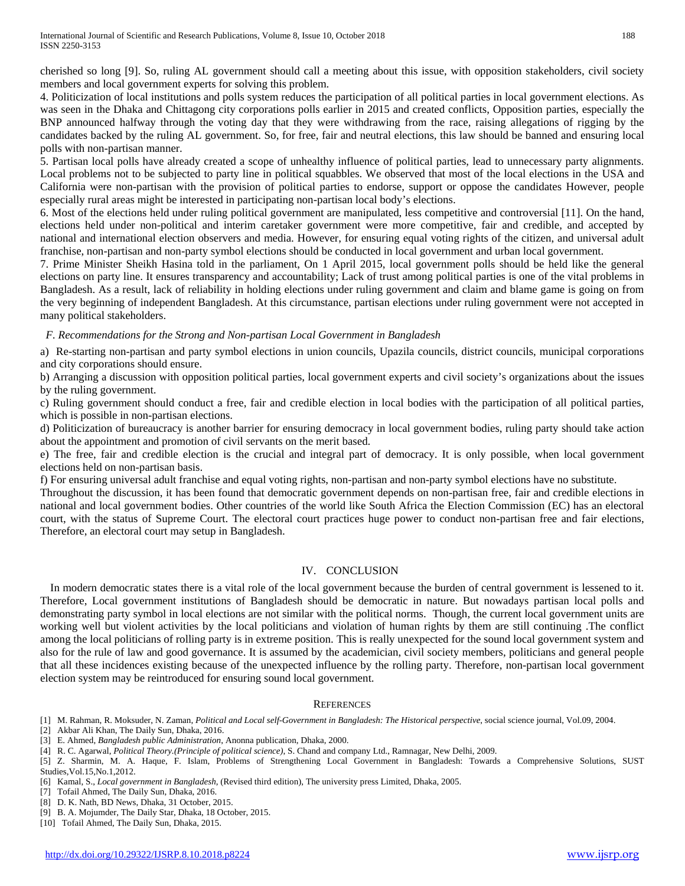cherished so long [9]. So, ruling AL government should call a meeting about this issue, with opposition stakeholders, civil society members and local government experts for solving this problem.

4. Politicization of local institutions and polls system reduces the participation of all political parties in local government elections. As was seen in the Dhaka and Chittagong city corporations polls earlier in 2015 and created conflicts, Opposition parties, especially the BNP announced halfway through the voting day that they were withdrawing from the race, raising allegations of rigging by the candidates backed by the ruling AL government. So, for free, fair and neutral elections, this law should be banned and ensuring local polls with non-partisan manner.

5. Partisan local polls have already created a scope of unhealthy influence of political parties, lead to unnecessary party alignments. Local problems not to be subjected to party line in political squabbles. We observed that most of the local elections in the USA and California were non-partisan with the provision of political parties to endorse, support or oppose the candidates However, people especially rural areas might be interested in participating non-partisan local body's elections.

6. Most of the elections held under ruling political government are manipulated, less competitive and controversial [11]. On the hand, elections held under non-political and interim caretaker government were more competitive, fair and credible, and accepted by national and international election observers and media. However, for ensuring equal voting rights of the citizen, and universal adult franchise, non-partisan and non-party symbol elections should be conducted in local government and urban local government.

7. Prime Minister Sheikh Hasina told in the parliament, On 1 April 2015, local government polls should be held like the general elections on party line. It ensures transparency and accountability; Lack of trust among political parties is one of the vital problems in Bangladesh. As a result, lack of reliability in holding elections under ruling government and claim and blame game is going on from the very beginning of independent Bangladesh. At this circumstance, partisan elections under ruling government were not accepted in many political stakeholders.

### *F. Recommendations for the Strong and Non-partisan Local Government in Bangladesh*

a) Re-starting non-partisan and party symbol elections in union councils, Upazila councils, district councils, municipal corporations and city corporations should ensure.

b) Arranging a discussion with opposition political parties, local government experts and civil society's organizations about the issues by the ruling government.

c) Ruling government should conduct a free, fair and credible election in local bodies with the participation of all political parties, which is possible in non-partisan elections.

d) Politicization of bureaucracy is another barrier for ensuring democracy in local government bodies, ruling party should take action about the appointment and promotion of civil servants on the merit based.

e) The free, fair and credible election is the crucial and integral part of democracy. It is only possible, when local government elections held on non-partisan basis.

f) For ensuring universal adult franchise and equal voting rights, non-partisan and non-party symbol elections have no substitute.

Throughout the discussion, it has been found that democratic government depends on non-partisan free, fair and credible elections in national and local government bodies. Other countries of the world like South Africa the Election Commission (EC) has an electoral court, with the status of Supreme Court. The electoral court practices huge power to conduct non-partisan free and fair elections, Therefore, an electoral court may setup in Bangladesh.

## IV. CONCLUSION

In modern democratic states there is a vital role of the local government because the burden of central government is lessened to it. Therefore, Local government institutions of Bangladesh should be democratic in nature. But nowadays partisan local polls and demonstrating party symbol in local elections are not similar with the political norms. Though, the current local government units are working well but violent activities by the local politicians and violation of human rights by them are still continuing .The conflict among the local politicians of rolling party is in extreme position. This is really unexpected for the sound local government system and also for the rule of law and good governance. It is assumed by the academician, civil society members, politicians and general people that all these incidences existing because of the unexpected influence by the rolling party. Therefore, non-partisan local government election system may be reintroduced for ensuring sound local government.

## REFERENCES

[1] M. Rahman, R. Moksuder, N. Zaman, *Political and Local self-Government in Bangladesh: The Historical perspective*, social science journal, Vol.09, 2004.

[2] Akbar Ali Khan, The Daily Sun, Dhaka, 2016.

[3] E. Ahmed, *Bangladesh public Administration*, Anonna publication, Dhaka, 2000.

[4] R. C. Agarwal, *Political Theory.(Principle of political science)*, S. Chand and company Ltd., Ramnagar, New Delhi, 2009.

[5] Z. Sharmin, M. A. Haque, F. Islam, Problems of Strengthening Local Government in Bangladesh: Towards a Comprehensive Solutions, SUST Studies,Vol.15,No.1,2012.

[6] Kamal, S., *Local government in Bangladesh*, (Revised third edition), The university press Limited, Dhaka, 2005.

[7] Tofail Ahmed, The Daily Sun, Dhaka, 2016.

[8] D. K. Nath, BD News, Dhaka, 31 October, 2015.

[9] B. A. Mojumder, The Daily Star, Dhaka, 18 October, 2015.

[10] Tofail Ahmed, The Daily Sun, Dhaka, 2015.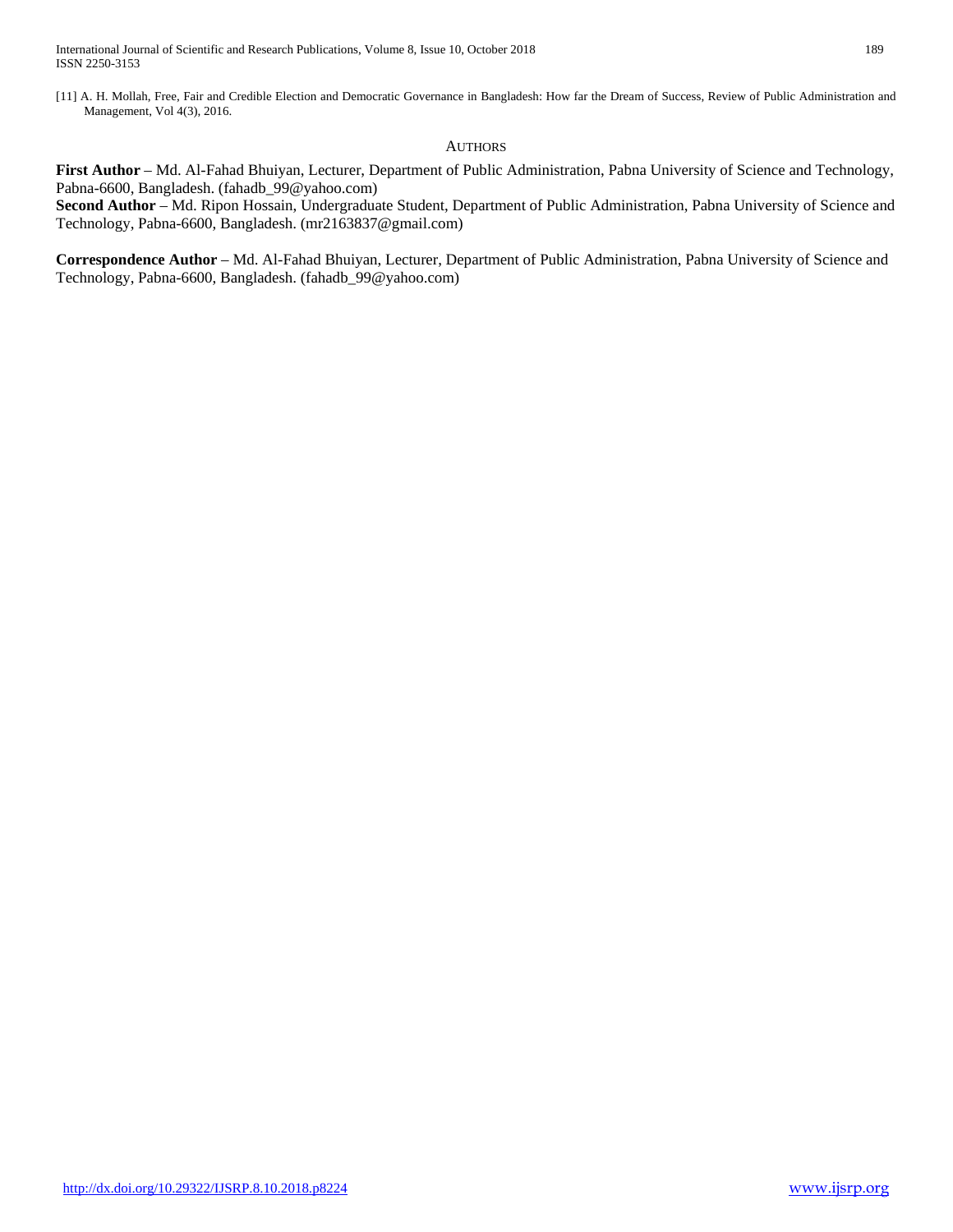[11] A. H. Mollah, Free, Fair and Credible Election and Democratic Governance in Bangladesh: How far the Dream of Success, Review of Public Administration and Management, Vol 4(3), 2016.

## Authors

**First Author** – Md. Al-Fahad Bhuiyan, Lecturer, Department of Public Administration, Pabna University of Science and Technology, Pabna-6600, Bangladesh. (fahadb_99@yahoo.com)

**Second Author** – Md. Ripon Hossain, Undergraduate Student, Department of Public Administration, Pabna University of Science and Technology, Pabna-6600, Bangladesh. (mr2163837@gmail.com)

**Correspondence Author** – Md. Al-Fahad Bhuiyan, Lecturer, Department of Public Administration, Pabna University of Science and Technology, Pabna-6600, Bangladesh. (fahadb_99@yahoo.com)